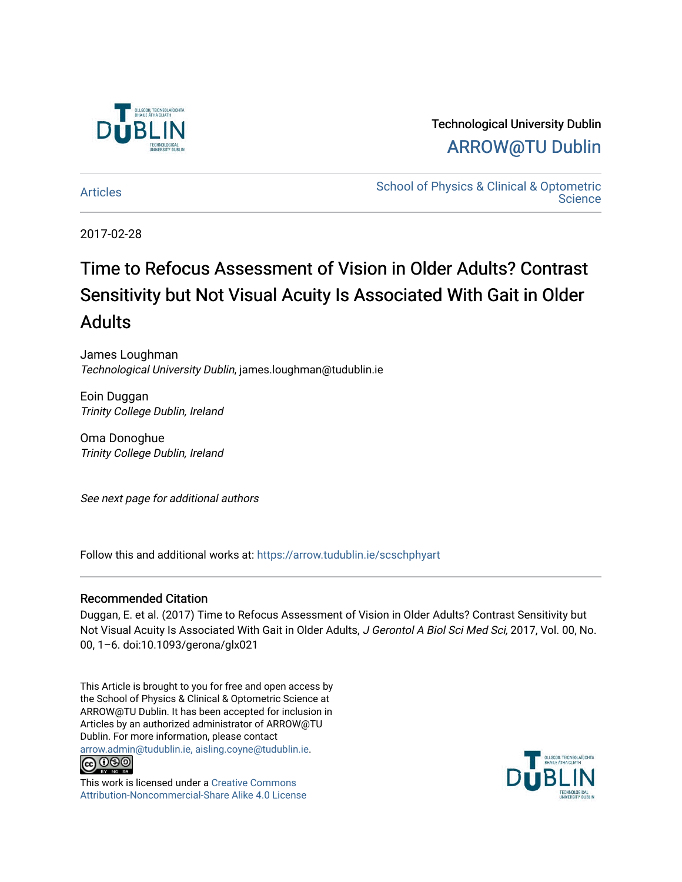Technological University Dublin

ARROW@TU Dublin

Articles

School of Physics & Clinical & Optometric Science

2017-02-28

# Time to Refocus Assessment of Vision in Older Adults? Contrast Sensitivity but Not Visual Acuity Is Associated With Gait in Older Adults

James Loughman
*Technological University Dublin*, james.loughman@tudublin.ie

Eoin Duggan
*Trinity College Dublin, Ireland*

Oma Donoghue
*Trinity College Dublin, Ireland*

*See next page for additional authors*

Follow this and additional works at: https://arrow.tudublin.ie/scschphyart

## Recommended Citation

Duggan, E. et al. (2017) Time to Refocus Assessment of Vision in Older Adults? Contrast Sensitivity but Not Visual Acuity Is Associated With Gait in Older Adults, *J Gerontol A Biol Sci Med Sci,* 2017, Vol. 00, No. 00, 1–6. doi:10.1093/gerona/glx021

This Article is brought to you for free and open access by the School of Physics & Clinical & Optometric Science at ARROW@TU Dublin. It has been accepted for inclusion in Articles by an authorized administrator of ARROW@TU Dublin. For more information, please contact arrow.admin@tudublin.ie, aisling.coyne@tudublin.ie.

This work is licensed under a Creative Commons Attribution-Noncommercial-Share Alike 4.0 License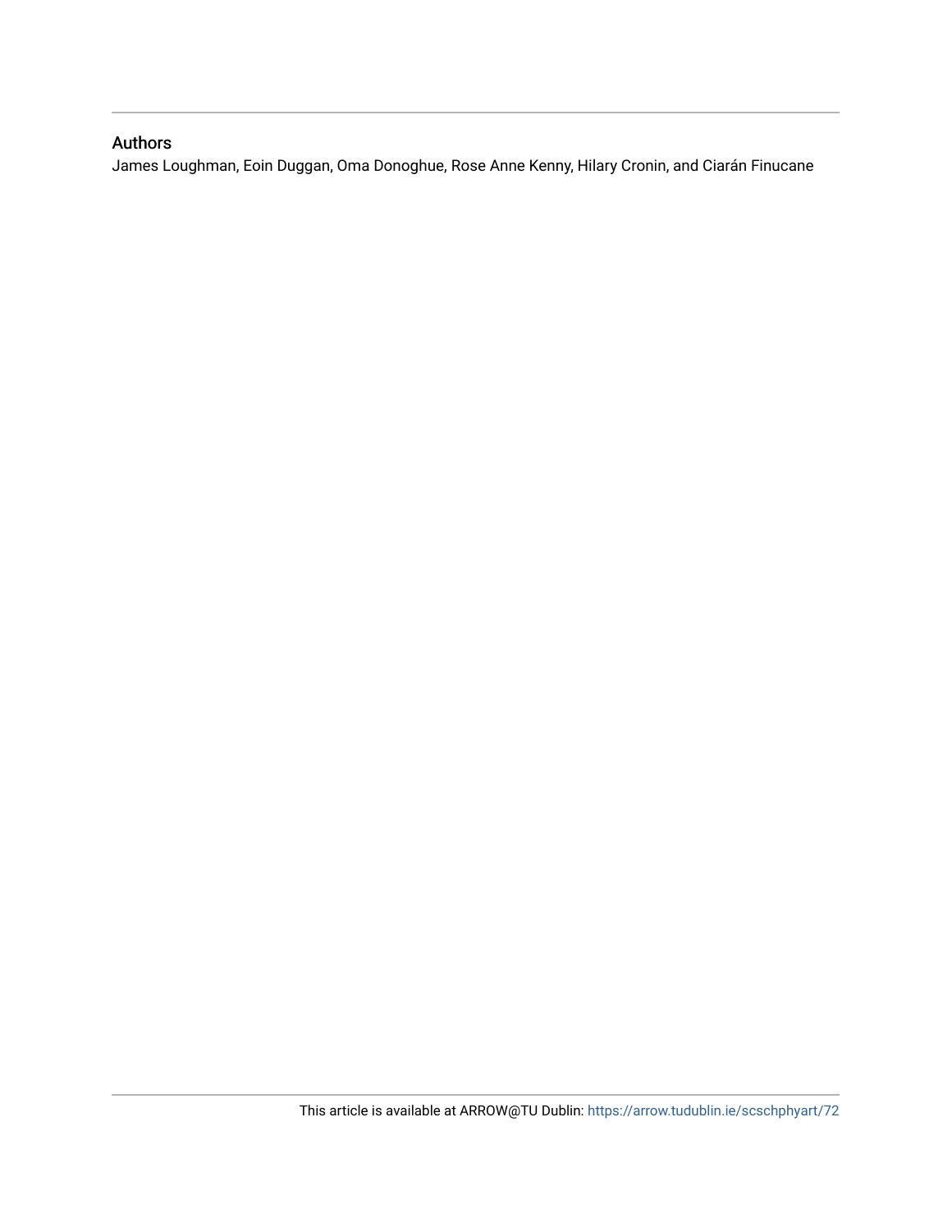## Authors

James Loughman, Eoin Duggan, Oma Donoghue, Rose Anne Kenny, Hilary Cronin, and Ciarán Finucane

This article is available at ARROW@TU Dublin: https://arrow.tudublin.ie/scschphyart/72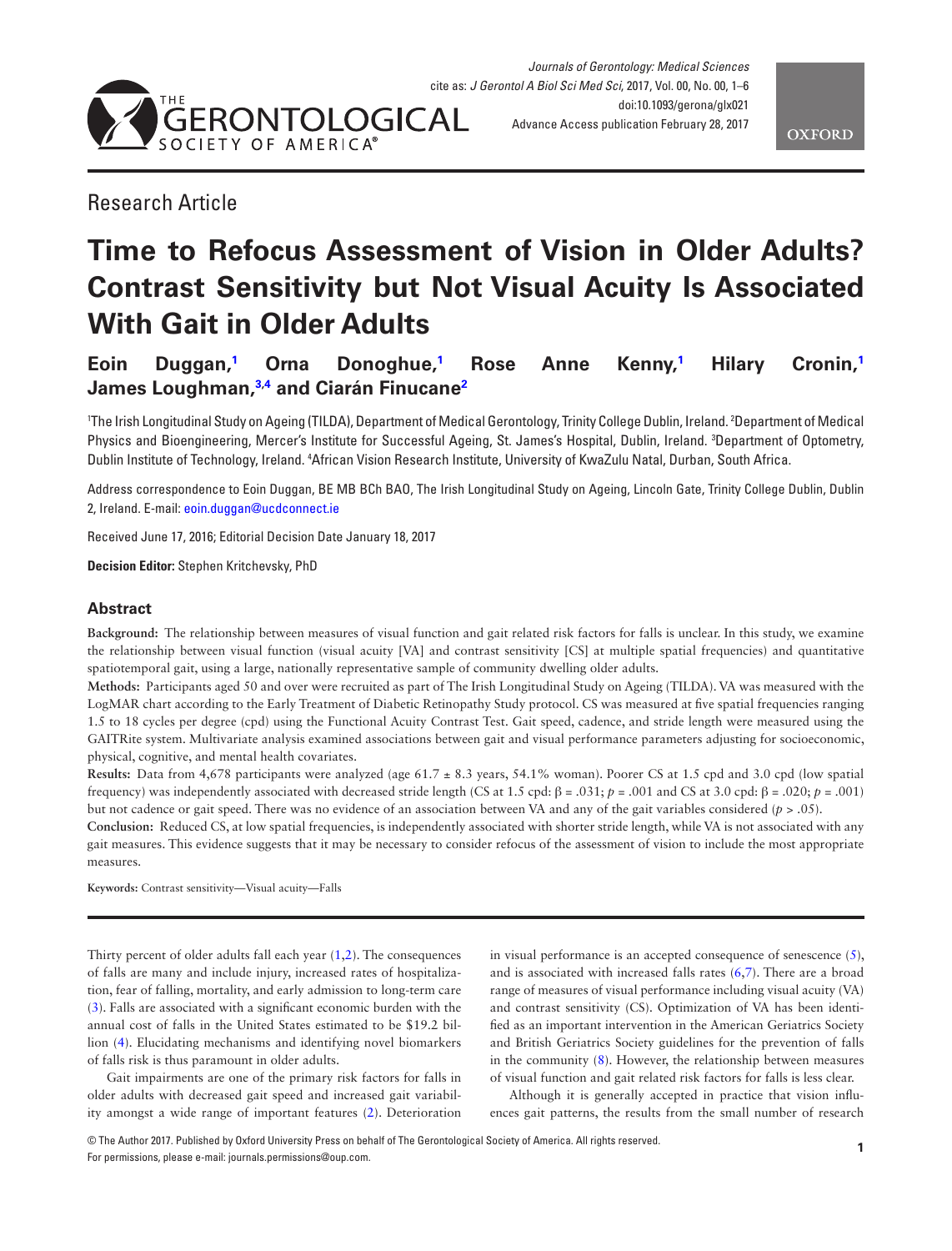Research Article

# Time to Refocus Assessment of Vision in Older Adults? Contrast Sensitivity but Not Visual Acuity Is Associated With Gait in Older Adults

**Eoin Duggan,[1] Orna Donoghue,[1] Rose Anne Kenny,[1] Hilary Cronin,[1] James Loughman,[3,4] and Ciarán Finucane[2]**

[1]The Irish Longitudinal Study on Ageing (TILDA), Department of Medical Gerontology, Trinity College Dublin, Ireland. [2]Department of Medical Physics and Bioengineering, Mercer's Institute for Successful Ageing, St. James's Hospital, Dublin, Ireland. [3]Department of Optometry, Dublin Institute of Technology, Ireland. [4]African Vision Research Institute, University of KwaZulu Natal, Durban, South Africa.

Address correspondence to Eoin Duggan, BE MB BCh BAO, The Irish Longitudinal Study on Ageing, Lincoln Gate, Trinity College Dublin, Dublin 2, Ireland. E-mail: eoin.duggan@ucdconnect.ie

Received June 17, 2016; Editorial Decision Date January 18, 2017

**Decision Editor:** Stephen Kritchevsky, PhD

## Abstract

**Background:** The relationship between measures of visual function and gait related risk factors for falls is unclear. In this study, we examine the relationship between visual function (visual acuity [VA] and contrast sensitivity [CS] at multiple spatial frequencies) and quantitative spatiotemporal gait, using a large, nationally representative sample of community dwelling older adults.

**Methods:** Participants aged 50 and over were recruited as part of The Irish Longitudinal Study on Ageing (TILDA). VA was measured with the LogMAR chart according to the Early Treatment of Diabetic Retinopathy Study protocol. CS was measured at five spatial frequencies ranging 1.5 to 18 cycles per degree (cpd) using the Functional Acuity Contrast Test. Gait speed, cadence, and stride length were measured using the GAITRite system. Multivariate analysis examined associations between gait and visual performance parameters adjusting for socioeconomic, physical, cognitive, and mental health covariates.

**Results:** Data from 4,678 participants were analyzed (age 61.7 ± 8.3 years, 54.1% woman). Poorer CS at 1.5 cpd and 3.0 cpd (low spatial frequency) was independently associated with decreased stride length (CS at 1.5 cpd: $\beta = .031$; $p = .001$ and CS at 3.0 cpd: $\beta = .020$; $p = .001$) but not cadence or gait speed. There was no evidence of an association between VA and any of the gait variables considered ($p > .05$).

**Conclusion:** Reduced CS, at low spatial frequencies, is independently associated with shorter stride length, while VA is not associated with any gait measures. This evidence suggests that it may be necessary to consider refocus of the assessment of vision to include the most appropriate measures.

**Keywords:** Contrast sensitivity—Visual acuity—Falls

Thirty percent of older adults fall each year (1,2). The consequences of falls are many and include injury, increased rates of hospitalization, fear of falling, mortality, and early admission to long-term care (3). Falls are associated with a significant economic burden with the annual cost of falls in the United States estimated to be $19.2 billion (4). Elucidating mechanisms and identifying novel biomarkers of falls risk is thus paramount in older adults.

Gait impairments are one of the primary risk factors for falls in older adults with decreased gait speed and increased gait variability amongst a wide range of important features (2). Deterioration in visual performance is an accepted consequence of senescence (5), and is associated with increased falls rates (6,7). There are a broad range of measures of visual performance including visual acuity (VA) and contrast sensitivity (CS). Optimization of VA has been identified as an important intervention in the American Geriatrics Society and British Geriatrics Society guidelines for the prevention of falls in the community (8). However, the relationship between measures of visual function and gait related risk factors for falls is less clear.

Although it is generally accepted in practice that vision influences gait patterns, the results from the small number of research

© The Author 2017. Published by Oxford University Press on behalf of The Gerontological Society of America. All rights reserved. For permissions, please e-mail: journals.permissions@oup.com.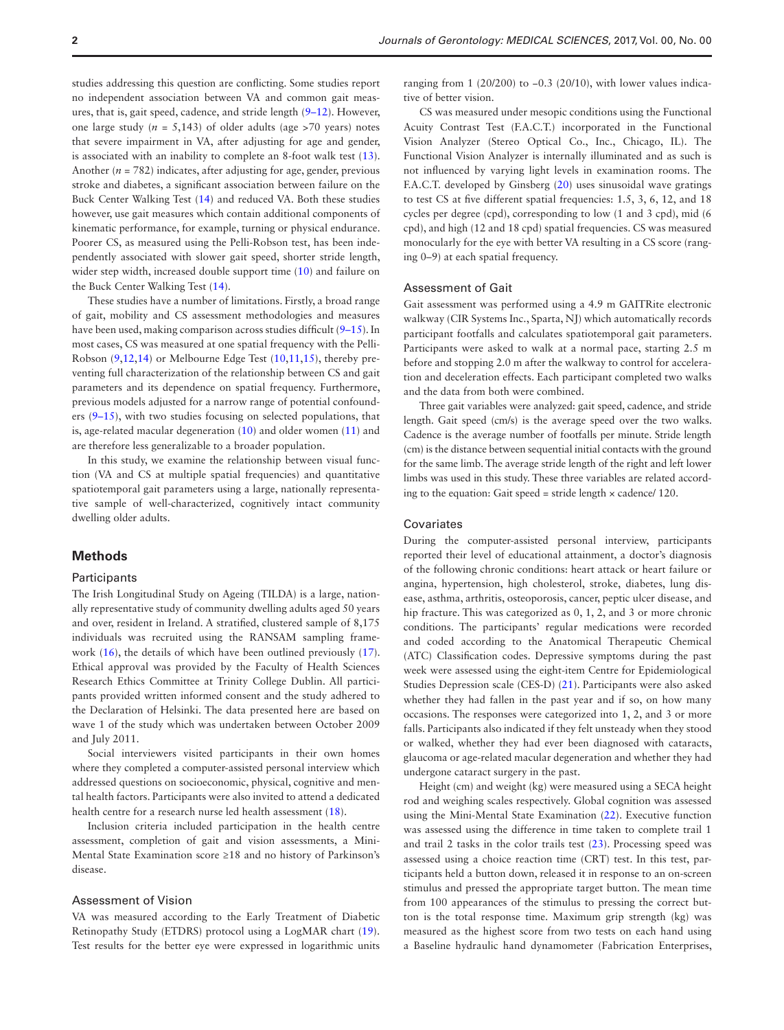studies addressing this question are conflicting. Some studies report no independent association between VA and common gait measures, that is, gait speed, cadence, and stride length (9–12). However, one large study ($n$ = 5,143) of older adults (age >70 years) notes that severe impairment in VA, after adjusting for age and gender, is associated with an inability to complete an 8-foot walk test (13). Another ($n$ = 782) indicates, after adjusting for age, gender, previous stroke and diabetes, a significant association between failure on the Buck Center Walking Test (14) and reduced VA. Both these studies however, use gait measures which contain additional components of kinematic performance, for example, turning or physical endurance. Poorer CS, as measured using the Pelli-Robson test, has been independently associated with slower gait speed, shorter stride length, wider step width, increased double support time (10) and failure on the Buck Center Walking Test (14).

These studies have a number of limitations. Firstly, a broad range of gait, mobility and CS assessment methodologies and measures have been used, making comparison across studies difficult (9–15). In most cases, CS was measured at one spatial frequency with the Pelli-Robson (9,12,14) or Melbourne Edge Test (10,11,15), thereby preventing full characterization of the relationship between CS and gait parameters and its dependence on spatial frequency. Furthermore, previous models adjusted for a narrow range of potential confounders (9–15), with two studies focusing on selected populations, that is, age-related macular degeneration (10) and older women (11) and are therefore less generalizable to a broader population.

In this study, we examine the relationship between visual function (VA and CS at multiple spatial frequencies) and quantitative spatiotemporal gait parameters using a large, nationally representative sample of well-characterized, cognitively intact community dwelling older adults.

## Methods

### Participants

The Irish Longitudinal Study on Ageing (TILDA) is a large, nationally representative study of community dwelling adults aged 50 years and over, resident in Ireland. A stratified, clustered sample of 8,175 individuals was recruited using the RANSAM sampling framework (16), the details of which have been outlined previously (17). Ethical approval was provided by the Faculty of Health Sciences Research Ethics Committee at Trinity College Dublin. All participants provided written informed consent and the study adhered to the Declaration of Helsinki. The data presented here are based on wave 1 of the study which was undertaken between October 2009 and July 2011.

Social interviewers visited participants in their own homes where they completed a computer-assisted personal interview which addressed questions on socioeconomic, physical, cognitive and mental health factors. Participants were also invited to attend a dedicated health centre for a research nurse led health assessment (18).

Inclusion criteria included participation in the health centre assessment, completion of gait and vision assessments, a Mini-Mental State Examination score ≥18 and no history of Parkinson's disease.

### Assessment of Vision

VA was measured according to the Early Treatment of Diabetic Retinopathy Study (ETDRS) protocol using a LogMAR chart (19). Test results for the better eye were expressed in logarithmic units ranging from 1 (20/200) to −0.3 (20/10), with lower values indicative of better vision.

CS was measured under mesopic conditions using the Functional Acuity Contrast Test (F.A.C.T.) incorporated in the Functional Vision Analyzer (Stereo Optical Co., Inc., Chicago, IL). The Functional Vision Analyzer is internally illuminated and as such is not influenced by varying light levels in examination rooms. The F.A.C.T. developed by Ginsberg (20) uses sinusoidal wave gratings to test CS at five different spatial frequencies: 1.5, 3, 6, 12, and 18 cycles per degree (cpd), corresponding to low (1 and 3 cpd), mid (6 cpd), and high (12 and 18 cpd) spatial frequencies. CS was measured monocularly for the eye with better VA resulting in a CS score (ranging 0–9) at each spatial frequency.

### Assessment of Gait

Gait assessment was performed using a 4.9 m GAITRite electronic walkway (CIR Systems Inc., Sparta, NJ) which automatically records participant footfalls and calculates spatiotemporal gait parameters. Participants were asked to walk at a normal pace, starting 2.5 m before and stopping 2.0 m after the walkway to control for acceleration and deceleration effects. Each participant completed two walks and the data from both were combined.

Three gait variables were analyzed: gait speed, cadence, and stride length. Gait speed (cm/s) is the average speed over the two walks. Cadence is the average number of footfalls per minute. Stride length (cm) is the distance between sequential initial contacts with the ground for the same limb. The average stride length of the right and left lower limbs was used in this study. These three variables are related according to the equation: Gait speed = stride length × cadence/ 120.

### Covariates

During the computer-assisted personal interview, participants reported their level of educational attainment, a doctor's diagnosis of the following chronic conditions: heart attack or heart failure or angina, hypertension, high cholesterol, stroke, diabetes, lung disease, asthma, arthritis, osteoporosis, cancer, peptic ulcer disease, and hip fracture. This was categorized as 0, 1, 2, and 3 or more chronic conditions. The participants' regular medications were recorded and coded according to the Anatomical Therapeutic Chemical (ATC) Classification codes. Depressive symptoms during the past week were assessed using the eight-item Centre for Epidemiological Studies Depression scale (CES-D) (21). Participants were also asked whether they had fallen in the past year and if so, on how many occasions. The responses were categorized into 1, 2, and 3 or more falls. Participants also indicated if they felt unsteady when they stood or walked, whether they had ever been diagnosed with cataracts, glaucoma or age-related macular degeneration and whether they had undergone cataract surgery in the past.

Height (cm) and weight (kg) were measured using a SECA height rod and weighing scales respectively. Global cognition was assessed using the Mini-Mental State Examination (22). Executive function was assessed using the difference in time taken to complete trail 1 and trail 2 tasks in the color trails test (23). Processing speed was assessed using a choice reaction time (CRT) test. In this test, participants held a button down, released it in response to an on-screen stimulus and pressed the appropriate target button. The mean time from 100 appearances of the stimulus to pressing the correct button is the total response time. Maximum grip strength (kg) was measured as the highest score from two tests on each hand using a Baseline hydraulic hand dynamometer (Fabrication Enterprises,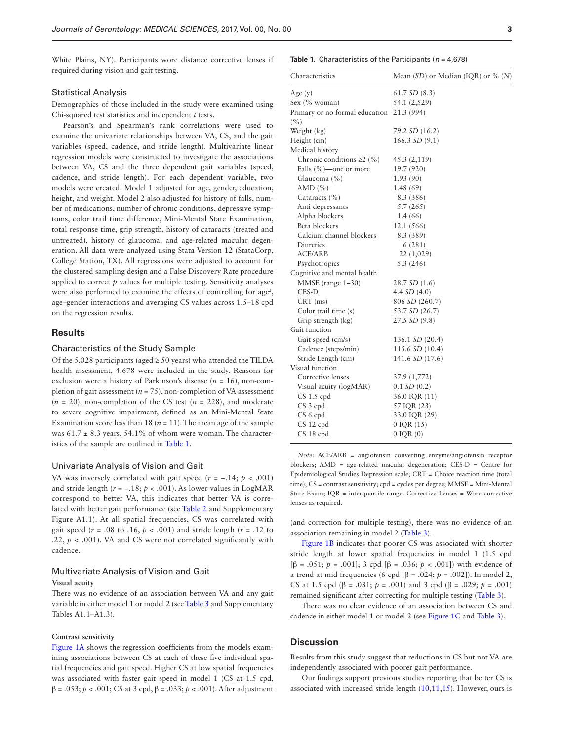White Plains, NY). Participants wore distance corrective lenses if required during vision and gait testing.

### Statistical Analysis

Demographics of those included in the study were examined using Chi-squared test statistics and independent *t* tests.

Pearson's and Spearman's rank correlations were used to examine the univariate relationships between VA, CS, and the gait variables (speed, cadence, and stride length). Multivariate linear regression models were constructed to investigate the associations between VA, CS and the three dependent gait variables (speed, cadence, and stride length). For each dependent variable, two models were created. Model 1 adjusted for age, gender, education, height, and weight. Model 2 also adjusted for history of falls, number of medications, number of chronic conditions, depressive symptoms, color trail time difference, Mini-Mental State Examination, total response time, grip strength, history of cataracts (treated and untreated), history of glaucoma, and age-related macular degeneration. All data were analyzed using Stata Version 12 (StataCorp, College Station, TX). All regressions were adjusted to account for the clustered sampling design and a False Discovery Rate procedure applied to correct *p* values for multiple testing. Sensitivity analyses were also performed to examine the effects of controlling for age$^2$, age–gender interactions and averaging CS values across 1.5–18 cpd on the regression results.

## Results

### Characteristics of the Study Sample

Of the 5,028 participants (aged ≥ 50 years) who attended the TILDA health assessment, 4,678 were included in the study. Reasons for exclusion were a history of Parkinson's disease (*n* = 16), non-completion of gait assessment (*n* = 75), non-completion of VA assessment (*n* = 20), non-completion of the CS test (*n* = 228), and moderate to severe cognitive impairment, defined as an Mini-Mental State Examination score less than 18 (*n* = 11). The mean age of the sample was 61.7 ± 8.3 years, 54.1% of whom were woman. The characteristics of the sample are outlined in Table 1.

**Table 1.** Characteristics of the Participants (*n* = 4,678)

| Characteristics | Mean (*SD*) or Median (IQR) or % (*N*) |
|---|---|
| Age (y) | 61.7 *SD* (8.3) |
| Sex (% woman) | 54.1 (2,529) |
| Primary or no formal education (%) | 21.3 (994) |
| Weight (kg) | 79.2 *SD* (16.2) |
| Height (cm) | 166.3 *SD* (9.1) |
| Medical history | |
| Chronic conditions ≥2 (%) | 45.3 (2,119) |
| Falls (%)—one or more | 19.7 (920) |
| Glaucoma (%) | 1.93 (90) |
| AMD (%) | 1.48 (69) |
| Cataracts (%) | 8.3 (386) |
| Anti-depressants | 5.7 (265) |
| Alpha blockers | 1.4 (66) |
| Beta blockers | 12.1 (566) |
| Calcium channel blockers | 8.3 (389) |
| Diuretics | 6 (281) |
| ACE/ARB | 22 (1,029) |
| Psychotropics | 5.3 (246) |
| Cognitive and mental health | |
| MMSE (range 1–30) | 28.7 *SD* (1.6) |
| CES-D | 4.4 *SD* (4.0) |
| CRT (ms) | 806 *SD* (260.7) |
| Color trail time (s) | 53.7 *SD* (26.7) |
| Grip strength (kg) | 27.5 *SD* (9.8) |
| Gait function | |
| Gait speed (cm/s) | 136.1 *SD* (20.4) |
| Cadence (steps/min) | 115.6 *SD* (10.4) |
| Stride Length (cm) | 141.6 *SD* (17.6) |
| Visual function | |
| Corrective lenses | 37.9 (1,772) |
| Visual acuity (logMAR) | 0.1 *SD* (0.2) |
| CS 1.5 cpd | 36.0 IQR (11) |
| CS 3 cpd | 57 IQR (23) |
| CS 6 cpd | 33.0 IQR (29) |
| CS 12 cpd | 0 IQR (15) |
| CS 18 cpd | 0 IQR (0) |

*Note*: ACE/ARB = angiotensin converting enzyme/angiotensin receptor blockers; AMD = age-related macular degeneration; CES-D = Centre for Epidemiological Studies Depression scale; CRT = Choice reaction time (total time); CS = contrast sensitivity; cpd = cycles per degree; MMSE = Mini-Mental State Exam; IQR = interquartile range. Corrective Lenses = Wore corrective lenses as required.

### Univariate Analysis of Vision and Gait

VA was inversely correlated with gait speed ($r = -.14$; $p < .001$) and stride length ($r = -.18$; $p < .001$). As lower values in LogMAR correspond to better VA, this indicates that better VA is correlated with better gait performance (see Table 2 and Supplementary Figure A1.1). At all spatial frequencies, CS was correlated with gait speed ($r = .08$ to $.16$, $p < .001$) and stride length ($r = .12$ to $.22$, $p < .001$). VA and CS were not correlated significantly with cadence.

### Multivariate Analysis of Vision and Gait

#### Visual acuity

There was no evidence of an association between VA and any gait variable in either model 1 or model 2 (see Table 3 and Supplementary Tables A1.1–A1.3).

#### Contrast sensitivity

Figure 1A shows the regression coefficients from the models examining associations between CS at each of these five individual spatial frequencies and gait speed. Higher CS at low spatial frequencies was associated with faster gait speed in model 1 (CS at 1.5 cpd, $\beta = .053$; $p < .001$; CS at 3 cpd, $\beta = .033$; $p < .001$). After adjustment (and correction for multiple testing), there was no evidence of an association remaining in model 2 (Table 3).

Figure 1B indicates that poorer CS was associated with shorter stride length at lower spatial frequencies in model 1 (1.5 cpd [$\beta = .051$; $p = .001$]; 3 cpd [$\beta = .036$; $p < .001$]) with evidence of a trend at mid frequencies (6 cpd [$\beta = .024$; $p = .002$]). In model 2, CS at 1.5 cpd ($\beta = .031$; $p = .001$) and 3 cpd ($\beta = .029$; $p = .001$) remained significant after correcting for multiple testing (Table 3).

There was no clear evidence of an association between CS and cadence in either model 1 or model 2 (see Figure 1C and Table 3).

## Discussion

Results from this study suggest that reductions in CS but not VA are independently associated with poorer gait performance.

Our findings support previous studies reporting that better CS is associated with increased stride length (10,11,15). However, ours is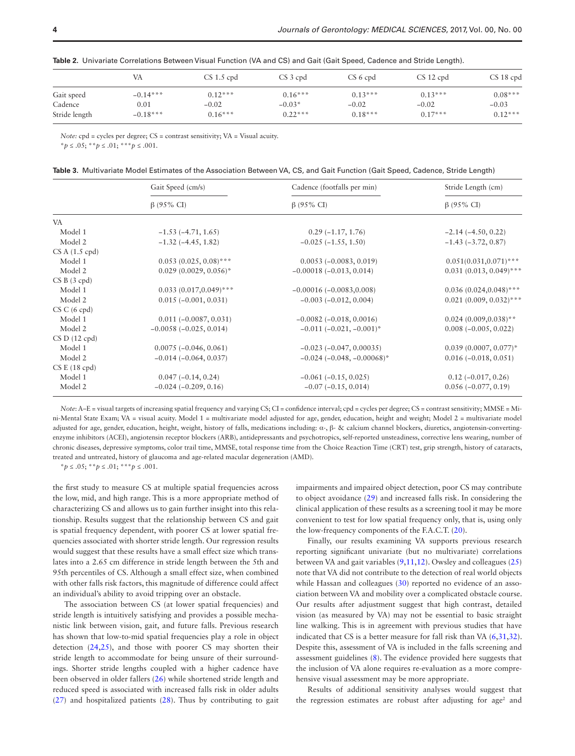**Table 2.** Univariate Correlations Between Visual Function (VA and CS) and Gait (Gait Speed, Cadence and Stride Length).

| | VA | CS 1.5 cpd | CS 3 cpd | CS 6 cpd | CS 12 cpd | CS 18 cpd |
|---|---|---|---|---|---|---|
| Gait speed | −0.14*** | 0.12*** | 0.16*** | 0.13*** | 0.13*** | 0.08*** |
| Cadence | 0.01 | −0.02 | −0.03* | −0.02 | −0.02 | −0.03 |
| Stride length | −0.18*** | 0.16*** | 0.22*** | 0.18*** | 0.17*** | 0.12*** |

*Note:* cpd = cycles per degree; CS = contrast sensitivity; VA = Visual acuity.
*p ≤ .05; **p ≤ .01; ***p ≤ .001.

**Table 3.** Multivariate Model Estimates of the Association Between VA, CS, and Gait Function (Gait Speed, Cadence, Stride Length)

| | Gait Speed (cm/s) | Cadence (footfalls per min) | Stride Length (cm) |
|---|---|---|---|
| | β (95% CI) | β (95% CI) | β (95% CI) |
| VA | | | |
| Model 1 | −1.53 (−4.71, 1.65) | 0.29 (−1.17, 1.76) | −2.14 (−4.50, 0.22) |
| Model 2 | −1.32 (−4.45, 1.82) | −0.025 (−1.55, 1.50) | −1.43 (−3.72, 0.87) |
| CS A (1.5 cpd) | | | |
| Model 1 | 0.053 (0.025, 0.08)*** | 0.0053 (−0.0083, 0.019) | 0.051(0.031,0.071)*** |
| Model 2 | 0.029 (0.0029, 0.056)* | −0.00018 (−0.013, 0.014) | 0.031 (0.013, 0.049)*** |
| CS B (3 cpd) | | | |
| Model 1 | 0.033 (0.017,0.049)*** | −0.00016 (−0.0083,0.008) | 0.036 (0.024,0.048)*** |
| Model 2 | 0.015 (−0.001, 0.031) | −0.003 (−0.012, 0.004) | 0.021 (0.009, 0.032)*** |
| CS C (6 cpd) | | | |
| Model 1 | 0.011 (−0.0087, 0.031) | −0.0082 (−0.018, 0.0016) | 0.024 (0.009,0.038)** |
| Model 2 | −0.0058 (−0.025, 0.014) | −0.011 (−0.021, −0.001)* | 0.008 (−0.005, 0.022) |
| CS D (12 cpd) | | | |
| Model 1 | 0.0075 (−0.046, 0.061) | −0.023 (−0.047, 0.00035) | 0.039 (0.0007, 0.077)* |
| Model 2 | −0.014 (−0.064, 0.037) | −0.024 (−0.048, −0.00068)* | 0.016 (−0.018, 0.051) |
| CS E (18 cpd) | | | |
| Model 1 | 0.047 (−0.14, 0.24) | −0.061 (−0.15, 0.025) | 0.12 (−0.017, 0.26) |
| Model 2 | −0.024 (−0.209, 0.16) | −0.07 (−0.15, 0.014) | 0.056 (−0.077, 0.19) |

*Note*: A–E = visual targets of increasing spatial frequency and varying CS; CI = confidence interval; cpd = cycles per degree; CS = contrast sensitivity; MMSE = Mini-Mental State Exam; VA = visual acuity. Model 1 = multivariate model adjusted for age, gender, education, height and weight; Model 2 = multivariate model adjusted for age, gender, education, height, weight, history of falls, medications including: α-, β- & calcium channel blockers, diuretics, angiotensin-converting-enzyme inhibitors (ACEI), angiotensin receptor blockers (ARB), antidepressants and psychotropics, self-reported unsteadiness, corrective lens wearing, number of chronic diseases, depressive symptoms, color trail time, MMSE, total response time from the Choice Reaction Time (CRT) test, grip strength, history of cataracts, treated and untreated, history of glaucoma and age-related macular degeneration (AMD).
*p ≤ .05; **p ≤ .01; ***p ≤ .001.

the first study to measure CS at multiple spatial frequencies across the low, mid, and high range. This is a more appropriate method of characterizing CS and allows us to gain further insight into this relationship. Results suggest that the relationship between CS and gait is spatial frequency dependent, with poorer CS at lower spatial frequencies associated with shorter stride length. Our regression results would suggest that these results have a small effect size which translates into a 2.65 cm difference in stride length between the 5th and 95th percentiles of CS. Although a small effect size, when combined with other falls risk factors, this magnitude of difference could affect an individual's ability to avoid tripping over an obstacle.

The association between CS (at lower spatial frequencies) and stride length is intuitively satisfying and provides a possible mechanistic link between vision, gait, and future falls. Previous research has shown that low-to-mid spatial frequencies play a role in object detection (24,25), and those with poorer CS may shorten their stride length to accommodate for being unsure of their surroundings. Shorter stride lengths coupled with a higher cadence have been observed in older fallers (26) while shortened stride length and reduced speed is associated with increased falls risk in older adults (27) and hospitalized patients (28). Thus by contributing to gait impairments and impaired object detection, poor CS may contribute to object avoidance (29) and increased falls risk. In considering the clinical application of these results as a screening tool it may be more convenient to test for low spatial frequency only, that is, using only the low-frequency components of the F.A.C.T. (20).

Finally, our results examining VA supports previous research reporting significant univariate (but no multivariate) correlations between VA and gait variables (9,11,12). Owsley and colleagues (25) note that VA did not contribute to the detection of real world objects while Hassan and colleagues (30) reported no evidence of an association between VA and mobility over a complicated obstacle course. Our results after adjustment suggest that high contrast, detailed vision (as measured by VA) may not be essential to basic straight line walking. This is in agreement with previous studies that have indicated that CS is a better measure for fall risk than VA (6,31,32). Despite this, assessment of VA is included in the falls screening and assessment guidelines (8). The evidence provided here suggests that the inclusion of VA alone requires re-evaluation as a more comprehensive visual assessment may be more appropriate.

Results of additional sensitivity analyses would suggest that the regression estimates are robust after adjusting for age$^2$ and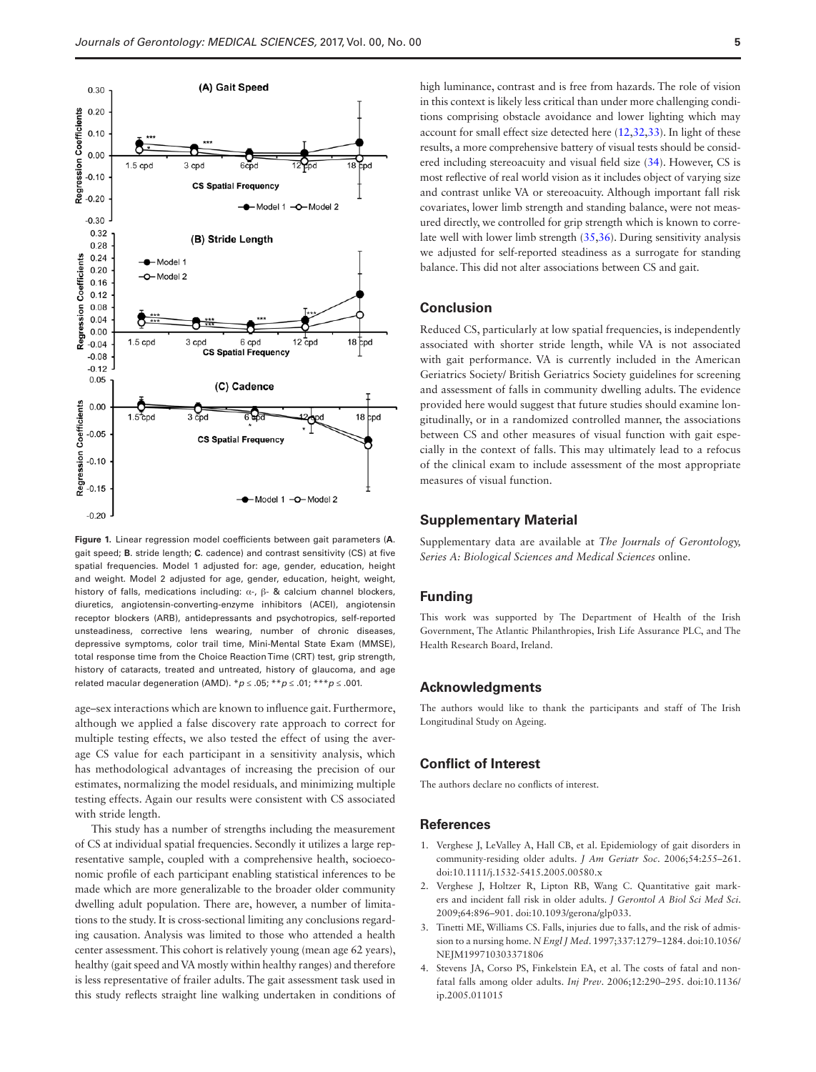(A) Gait Speed

Regression Coefficients

0.30
0.20
0.10
0.00
-0.10
-0.20
-0.30

1.5 cpd
3 cpd
6cpd
12 cpd
18 cpd

CS Spatial Frequency

Model 1
Model 2

***
*
***

(B) Stride Length

Regression Coefficients

0.32
0.28
0.24
0.20
0.16
0.12
0.08
0.04
0.00
-0.04
-0.08
-0.12

Model 1
Model 2

1.5 cpd
3 cpd
6 cpd
12 cpd
18 cpd

CS Spatial Frequency

***
***
***
***
***
***

(C) Cadence

Regression Coefficients

0.05
0.00
-0.05
-0.10
-0.15
-0.20

1.5 cpd
3 cpd
6 cpd
12 cpd
18 cpd

CS Spatial Frequency

Model 1
Model 2

*
*

**Figure 1.** Linear regression model coefficients between gait parameters (**A**. gait speed; **B**. stride length; **C**. cadence) and contrast sensitivity (CS) at five spatial frequencies. Model 1 adjusted for: age, gender, education, height and weight. Model 2 adjusted for age, gender, education, height, weight, history of falls, medications including: α-, β- & calcium channel blockers, diuretics, angiotensin-converting-enzyme inhibitors (ACEI), angiotensin receptor blockers (ARB), antidepressants and psychotropics, self-reported unsteadiness, corrective lens wearing, number of chronic diseases, depressive symptoms, color trail time, Mini-Mental State Exam (MMSE), total response time from the Choice Reaction Time (CRT) test, grip strength, history of cataracts, treated and untreated, history of glaucoma, and age related macular degeneration (AMD). \*$p \le .05$; \*\*$p \le .01$; \*\*\*$p \le .001$.

age–sex interactions which are known to influence gait. Furthermore, although we applied a false discovery rate approach to correct for multiple testing effects, we also tested the effect of using the average CS value for each participant in a sensitivity analysis, which has methodological advantages of increasing the precision of our estimates, normalizing the model residuals, and minimizing multiple testing effects. Again our results were consistent with CS associated with stride length.

This study has a number of strengths including the measurement of CS at individual spatial frequencies. Secondly it utilizes a large representative sample, coupled with a comprehensive health, socioeconomic profile of each participant enabling statistical inferences to be made which are more generalizable to the broader older community dwelling adult population. There are, however, a number of limitations to the study. It is cross-sectional limiting any conclusions regarding causation. Analysis was limited to those who attended a health center assessment. This cohort is relatively young (mean age 62 years), healthy (gait speed and VA mostly within healthy ranges) and therefore is less representative of frailer adults. The gait assessment task used in this study reflects straight line walking undertaken in conditions of high luminance, contrast and is free from hazards. The role of vision in this context is likely less critical than under more challenging conditions comprising obstacle avoidance and lower lighting which may account for small effect size detected here (12,32,33). In light of these results, a more comprehensive battery of visual tests should be considered including stereoacuity and visual field size (34). However, CS is most reflective of real world vision as it includes object of varying size and contrast unlike VA or stereoacuity. Although important fall risk covariates, lower limb strength and standing balance, were not measured directly, we controlled for grip strength which is known to correlate well with lower limb strength (35,36). During sensitivity analysis we adjusted for self-reported steadiness as a surrogate for standing balance. This did not alter associations between CS and gait.

## Conclusion

Reduced CS, particularly at low spatial frequencies, is independently associated with shorter stride length, while VA is not associated with gait performance. VA is currently included in the American Geriatrics Society/ British Geriatrics Society guidelines for screening and assessment of falls in community dwelling adults. The evidence provided here would suggest that future studies should examine longitudinally, or in a randomized controlled manner, the associations between CS and other measures of visual function with gait especially in the context of falls. This may ultimately lead to a refocus of the clinical exam to include assessment of the most appropriate measures of visual function.

## Supplementary Material

Supplementary data are available at *The Journals of Gerontology, Series A: Biological Sciences and Medical Sciences* online.

## Funding

This work was supported by The Department of Health of the Irish Government, The Atlantic Philanthropies, Irish Life Assurance PLC, and The Health Research Board, Ireland.

## Acknowledgments

The authors would like to thank the participants and staff of The Irish Longitudinal Study on Ageing.

## Conflict of Interest

The authors declare no conflicts of interest.

## References

1. Verghese J, LeValley A, Hall CB, et al. Epidemiology of gait disorders in community-residing older adults. *J Am Geriatr Soc*. 2006;54:255–261. doi:10.1111/j.1532-5415.2005.00580.x
2. Verghese J, Holtzer R, Lipton RB, Wang C. Quantitative gait markers and incident fall risk in older adults. *J Gerontol A Biol Sci Med Sci*. 2009;64:896–901. doi:10.1093/gerona/glp033.
3. Tinetti ME, Williams CS. Falls, injuries due to falls, and the risk of admission to a nursing home. *N Engl J Med*. 1997;337:1279–1284. doi:10.1056/NEJM199710303371806
4. Stevens JA, Corso PS, Finkelstein EA, et al. The costs of fatal and non-fatal falls among older adults. *Inj Prev*. 2006;12:290–295. doi:10.1136/ip.2005.011015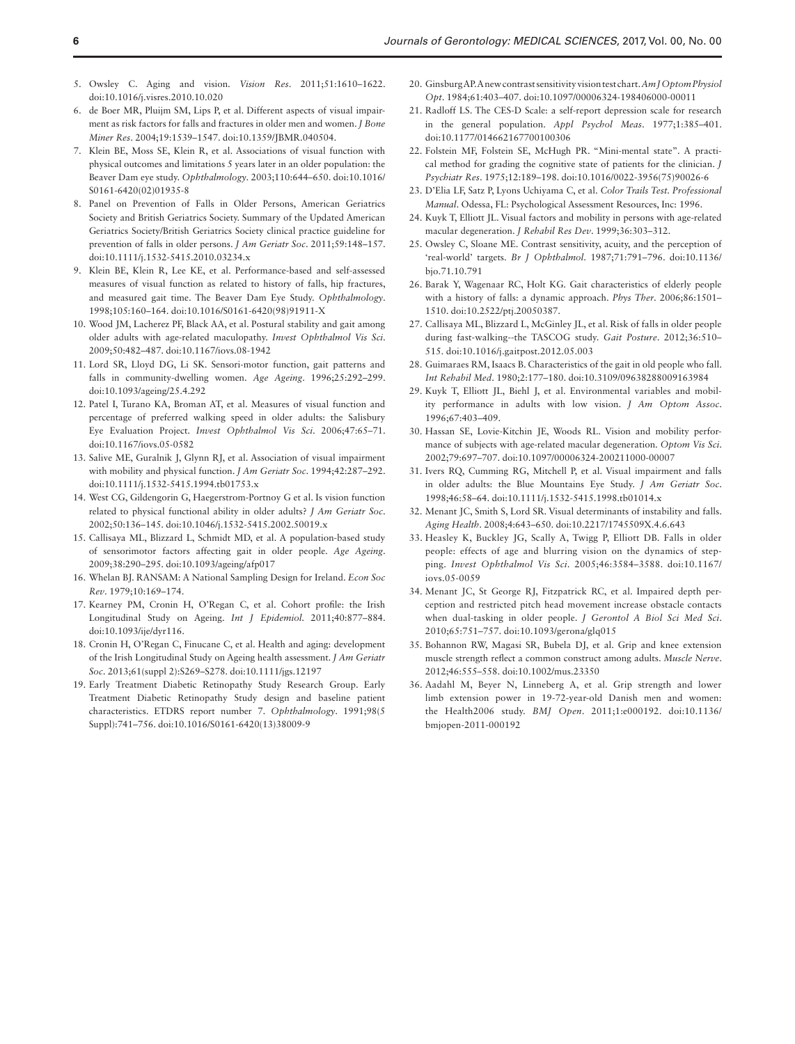5. Owsley C. Aging and vision. *Vision Res*. 2011;51:1610–1622. doi:10.1016/j.visres.2010.10.020
6. de Boer MR, Pluijm SM, Lips P, et al. Different aspects of visual impairment as risk factors for falls and fractures in older men and women. *J Bone Miner Res*. 2004;19:1539–1547. doi:10.1359/JBMR.040504.
7. Klein BE, Moss SE, Klein R, et al. Associations of visual function with physical outcomes and limitations 5 years later in an older population: the Beaver Dam eye study. *Ophthalmology*. 2003;110:644–650. doi:10.1016/S0161-6420(02)01935-8
8. Panel on Prevention of Falls in Older Persons, American Geriatrics Society and British Geriatrics Society. Summary of the Updated American Geriatrics Society/British Geriatrics Society clinical practice guideline for prevention of falls in older persons. *J Am Geriatr Soc*. 2011;59:148–157. doi:10.1111/j.1532-5415.2010.03234.x
9. Klein BE, Klein R, Lee KE, et al. Performance-based and self-assessed measures of visual function as related to history of falls, hip fractures, and measured gait time. The Beaver Dam Eye Study. *Ophthalmology*. 1998;105:160–164. doi:10.1016/S0161-6420(98)91911-X
10. Wood JM, Lacherez PF, Black AA, et al. Postural stability and gait among older adults with age-related maculopathy. *Invest Ophthalmol Vis Sci*. 2009;50:482–487. doi:10.1167/iovs.08-1942
11. Lord SR, Lloyd DG, Li SK. Sensori-motor function, gait patterns and falls in community-dwelling women. *Age Ageing*. 1996;25:292–299. doi:10.1093/ageing/25.4.292
12. Patel I, Turano KA, Broman AT, et al. Measures of visual function and percentage of preferred walking speed in older adults: the Salisbury Eye Evaluation Project. *Invest Ophthalmol Vis Sci*. 2006;47:65–71. doi:10.1167/iovs.05-0582
13. Salive ME, Guralnik J, Glynn RJ, et al. Association of visual impairment with mobility and physical function. *J Am Geriatr Soc*. 1994;42:287–292. doi:10.1111/j.1532-5415.1994.tb01753.x
14. West CG, Gildengorin G, Haegerstrom-Portnoy G et al. Is vision function related to physical functional ability in older adults? *J Am Geriatr Soc*. 2002;50:136–145. doi:10.1046/j.1532-5415.2002.50019.x
15. Callisaya ML, Blizzard L, Schmidt MD, et al. A population-based study of sensorimotor factors affecting gait in older people. *Age Ageing*. 2009;38:290–295. doi:10.1093/ageing/afp017
16. Whelan BJ. RANSAM: A National Sampling Design for Ireland. *Econ Soc Rev*. 1979;10:169–174.
17. Kearney PM, Cronin H, O'Regan C, et al. Cohort profile: the Irish Longitudinal Study on Ageing. *Int J Epidemiol*. 2011;40:877–884. doi:10.1093/ije/dyr116.
18. Cronin H, O'Regan C, Finucane C, et al. Health and aging: development of the Irish Longitudinal Study on Ageing health assessment. *J Am Geriatr Soc*. 2013;61(suppl 2):S269–S278. doi:10.1111/jgs.12197
19. Early Treatment Diabetic Retinopathy Study Research Group. Early Treatment Diabetic Retinopathy Study design and baseline patient characteristics. ETDRS report number 7. *Ophthalmology*. 1991;98(5 Suppl):741–756. doi:10.1016/S0161-6420(13)38009-9
20. Ginsburg AP. A new contrast sensitivity vision test chart. *Am J Optom Physiol Opt*. 1984;61:403–407. doi:10.1097/00006324-198406000-00011
21. Radloff LS. The CES-D Scale: a self-report depression scale for research in the general population. *Appl Psychol Meas*. 1977;1:385–401. doi:10.1177/014662167700100306
22. Folstein MF, Folstein SE, McHugh PR. "Mini-mental state". A practical method for grading the cognitive state of patients for the clinician. *J Psychiatr Res*. 1975;12:189–198. doi:10.1016/0022-3956(75)90026-6
23. D'Elia LF, Satz P, Lyons Uchiyama C, et al. *Color Trails Test. Professional Manual*. Odessa, FL: Psychological Assessment Resources, Inc: 1996.
24. Kuyk T, Elliott JL. Visual factors and mobility in persons with age-related macular degeneration. *J Rehabil Res Dev*. 1999;36:303–312.
25. Owsley C, Sloane ME. Contrast sensitivity, acuity, and the perception of 'real-world' targets. *Br J Ophthalmol*. 1987;71:791–796. doi:10.1136/bjo.71.10.791
26. Barak Y, Wagenaar RC, Holt KG. Gait characteristics of elderly people with a history of falls: a dynamic approach. *Phys Ther*. 2006;86:1501–1510. doi:10.2522/ptj.20050387.
27. Callisaya ML, Blizzard L, McGinley JL, et al. Risk of falls in older people during fast-walking--the TASCOG study. *Gait Posture*. 2012;36:510–515. doi:10.1016/j.gaitpost.2012.05.003
28. Guimaraes RM, Isaacs B. Characteristics of the gait in old people who fall. *Int Rehabil Med*. 1980;2:177–180. doi:10.3109/09638288009163984
29. Kuyk T, Elliott JL, Biehl J, et al. Environmental variables and mobility performance in adults with low vision. *J Am Optom Assoc*. 1996;67:403–409.
30. Hassan SE, Lovie-Kitchin JE, Woods RL. Vision and mobility performance of subjects with age-related macular degeneration. *Optom Vis Sci*. 2002;79:697–707. doi:10.1097/00006324-200211000-00007
31. Ivers RQ, Cumming RG, Mitchell P, et al. Visual impairment and falls in older adults: the Blue Mountains Eye Study. *J Am Geriatr Soc*. 1998;46:58–64. doi:10.1111/j.1532-5415.1998.tb01014.x
32. Menant JC, Smith S, Lord SR. Visual determinants of instability and falls. *Aging Health*. 2008;4:643–650. doi:10.2217/1745509X.4.6.643
33. Heasley K, Buckley JG, Scally A, Twigg P, Elliott DB. Falls in older people: effects of age and blurring vision on the dynamics of stepping. *Invest Ophthalmol Vis Sci*. 2005;46:3584–3588. doi:10.1167/iovs.05-0059
34. Menant JC, St George RJ, Fitzpatrick RC, et al. Impaired depth perception and restricted pitch head movement increase obstacle contacts when dual-tasking in older people. *J Gerontol A Biol Sci Med Sci*. 2010;65:751–757. doi:10.1093/gerona/glq015
35. Bohannon RW, Magasi SR, Bubela DJ, et al. Grip and knee extension muscle strength reflect a common construct among adults. *Muscle Nerve*. 2012;46:555–558. doi:10.1002/mus.23350
36. Aadahl M, Beyer N, Linneberg A, et al. Grip strength and lower limb extension power in 19-72-year-old Danish men and women: the Health2006 study. *BMJ Open*. 2011;1:e000192. doi:10.1136/bmjopen-2011-000192